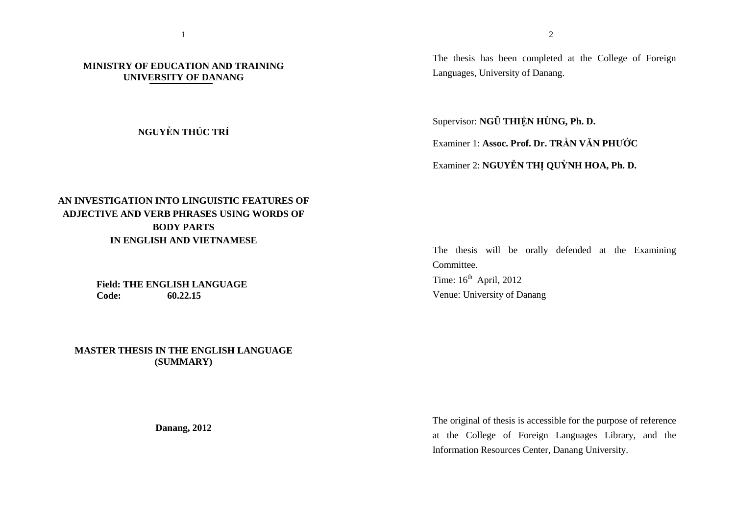**MINISTRY OF EDUCATION AND TRAINING**
**UNIVERSITY OF DANANG**

**NGUYỄN THÚC TRÍ**

# AN INVESTIGATION INTO LINGUISTIC FEATURES OF ADJECTIVE AND VERB PHRASES USING WORDS OF BODY PARTS IN ENGLISH AND VIETNAMESE

**Field: THE ENGLISH LANGUAGE**
**Code: 60.22.15**

**MASTER THESIS IN THE ENGLISH LANGUAGE**
**(SUMMARY)**

**Danang, 2012**

The thesis has been completed at the College of Foreign Languages, University of Danang.

Supervisor: **NGŨ THIỆN HÙNG, Ph. D.**

Examiner 1: **Assoc. Prof. Dr. TRẦN VĂN PHƯỚC**

Examiner 2: **NGUYỄN THỊ QUỲNH HOA, Ph. D.**

The thesis will be orally defended at the Examining Committee.
Time: 16th April, 2012
Venue: University of Danang

The original of thesis is accessible for the purpose of reference at the College of Foreign Languages Library, and the Information Resources Center, Danang University.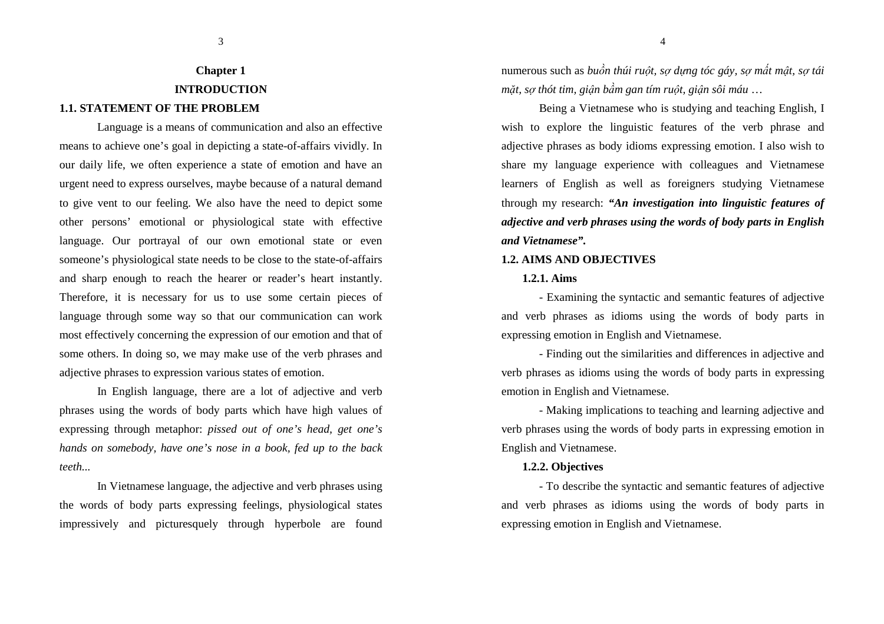# Chapter 1

# INTRODUCTION

## 1.1. STATEMENT OF THE PROBLEM

Language is a means of communication and also an effective means to achieve one's goal in depicting a state-of-affairs vividly. In our daily life, we often experience a state of emotion and have an urgent need to express ourselves, maybe because of a natural demand to give vent to our feeling. We also have the need to depict some other persons' emotional or physiological state with effective language. Our portrayal of our own emotional state or even someone's physiological state needs to be close to the state-of-affairs and sharp enough to reach the hearer or reader's heart instantly. Therefore, it is necessary for us to use some certain pieces of language through some way so that our communication can work most effectively concerning the expression of our emotion and that of some others. In doing so, we may make use of the verb phrases and adjective phrases to expression various states of emotion.

In English language, there are a lot of adjective and verb phrases using the words of body parts which have high values of expressing through metaphor: *pissed out of one's head, get one's hands on somebody, have one's nose in a book, fed up to the back teeth...*

In Vietnamese language, the adjective and verb phrases using the words of body parts expressing feelings, physiological states impressively and picturesquely through hyperbole are found numerous such as *buồn thúi ruột, sợ dựng tóc gáy, sợ mất mật, sợ tái mặt, sợ thót tim, giận bầm gan tím ruột, giận sôi máu …*

Being a Vietnamese who is studying and teaching English, I wish to explore the linguistic features of the verb phrase and adjective phrases as body idioms expressing emotion. I also wish to share my language experience with colleagues and Vietnamese learners of English as well as foreigners studying Vietnamese through my research: ***"An investigation into linguistic features of adjective and verb phrases using the words of body parts in English and Vietnamese".***

## 1.2. AIMS AND OBJECTIVES

### 1.2.1. Aims

- Examining the syntactic and semantic features of adjective and verb phrases as idioms using the words of body parts in expressing emotion in English and Vietnamese.

- Finding out the similarities and differences in adjective and verb phrases as idioms using the words of body parts in expressing emotion in English and Vietnamese.

- Making implications to teaching and learning adjective and verb phrases using the words of body parts in expressing emotion in English and Vietnamese.

### 1.2.2. Objectives

- To describe the syntactic and semantic features of adjective and verb phrases as idioms using the words of body parts in expressing emotion in English and Vietnamese.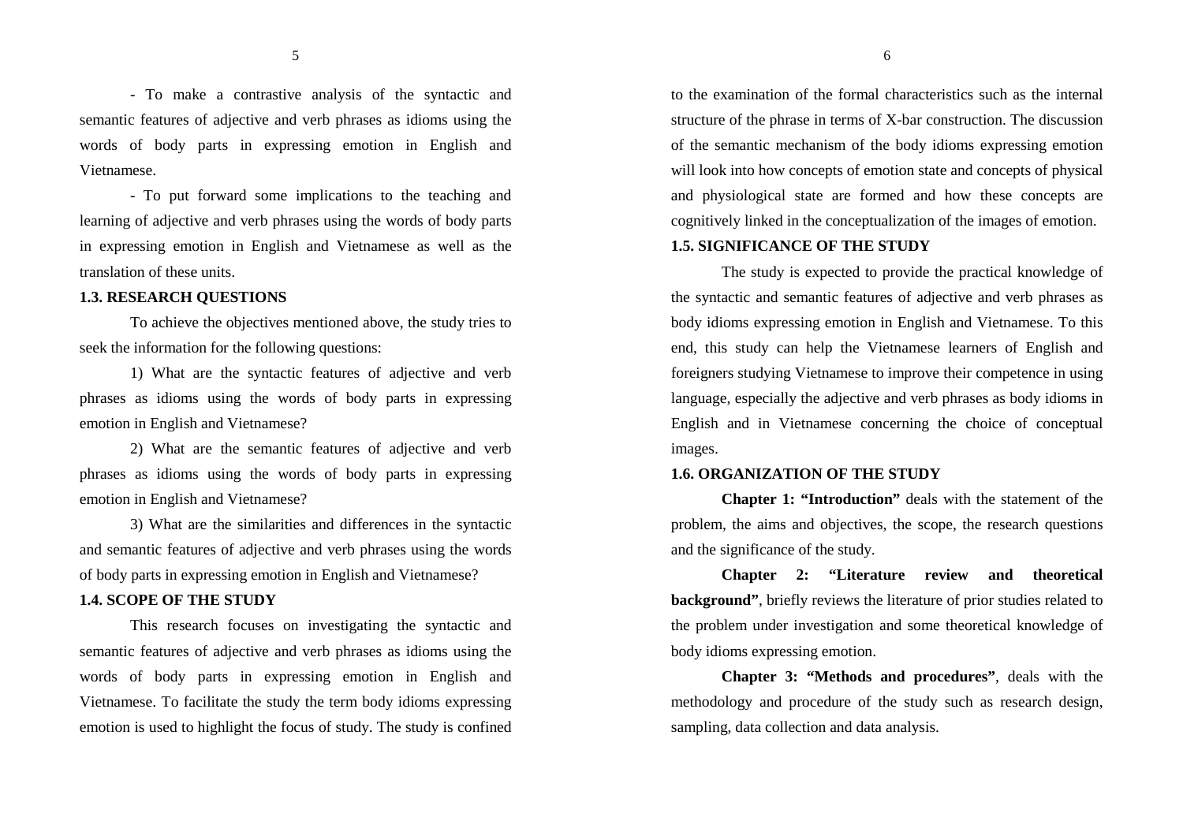- To make a contrastive analysis of the syntactic and semantic features of adjective and verb phrases as idioms using the words of body parts in expressing emotion in English and Vietnamese.

- To put forward some implications to the teaching and learning of adjective and verb phrases using the words of body parts in expressing emotion in English and Vietnamese as well as the translation of these units.

### 1.3. RESEARCH QUESTIONS

To achieve the objectives mentioned above, the study tries to seek the information for the following questions:

1) What are the syntactic features of adjective and verb phrases as idioms using the words of body parts in expressing emotion in English and Vietnamese?

2) What are the semantic features of adjective and verb phrases as idioms using the words of body parts in expressing emotion in English and Vietnamese?

3) What are the similarities and differences in the syntactic and semantic features of adjective and verb phrases using the words of body parts in expressing emotion in English and Vietnamese?

### 1.4. SCOPE OF THE STUDY

This research focuses on investigating the syntactic and semantic features of adjective and verb phrases as idioms using the words of body parts in expressing emotion in English and Vietnamese. To facilitate the study the term body idioms expressing emotion is used to highlight the focus of study. The study is confined to the examination of the formal characteristics such as the internal structure of the phrase in terms of X-bar construction. The discussion of the semantic mechanism of the body idioms expressing emotion will look into how concepts of emotion state and concepts of physical and physiological state are formed and how these concepts are cognitively linked in the conceptualization of the images of emotion.

### 1.5. SIGNIFICANCE OF THE STUDY

The study is expected to provide the practical knowledge of the syntactic and semantic features of adjective and verb phrases as body idioms expressing emotion in English and Vietnamese. To this end, this study can help the Vietnamese learners of English and foreigners studying Vietnamese to improve their competence in using language, especially the adjective and verb phrases as body idioms in English and in Vietnamese concerning the choice of conceptual images.

### 1.6. ORGANIZATION OF THE STUDY

**Chapter 1: "Introduction"** deals with the statement of the problem, the aims and objectives, the scope, the research questions and the significance of the study.

**Chapter 2: "Literature review and theoretical background"**, briefly reviews the literature of prior studies related to the problem under investigation and some theoretical knowledge of body idioms expressing emotion.

**Chapter 3: "Methods and procedures"**, deals with the methodology and procedure of the study such as research design, sampling, data collection and data analysis.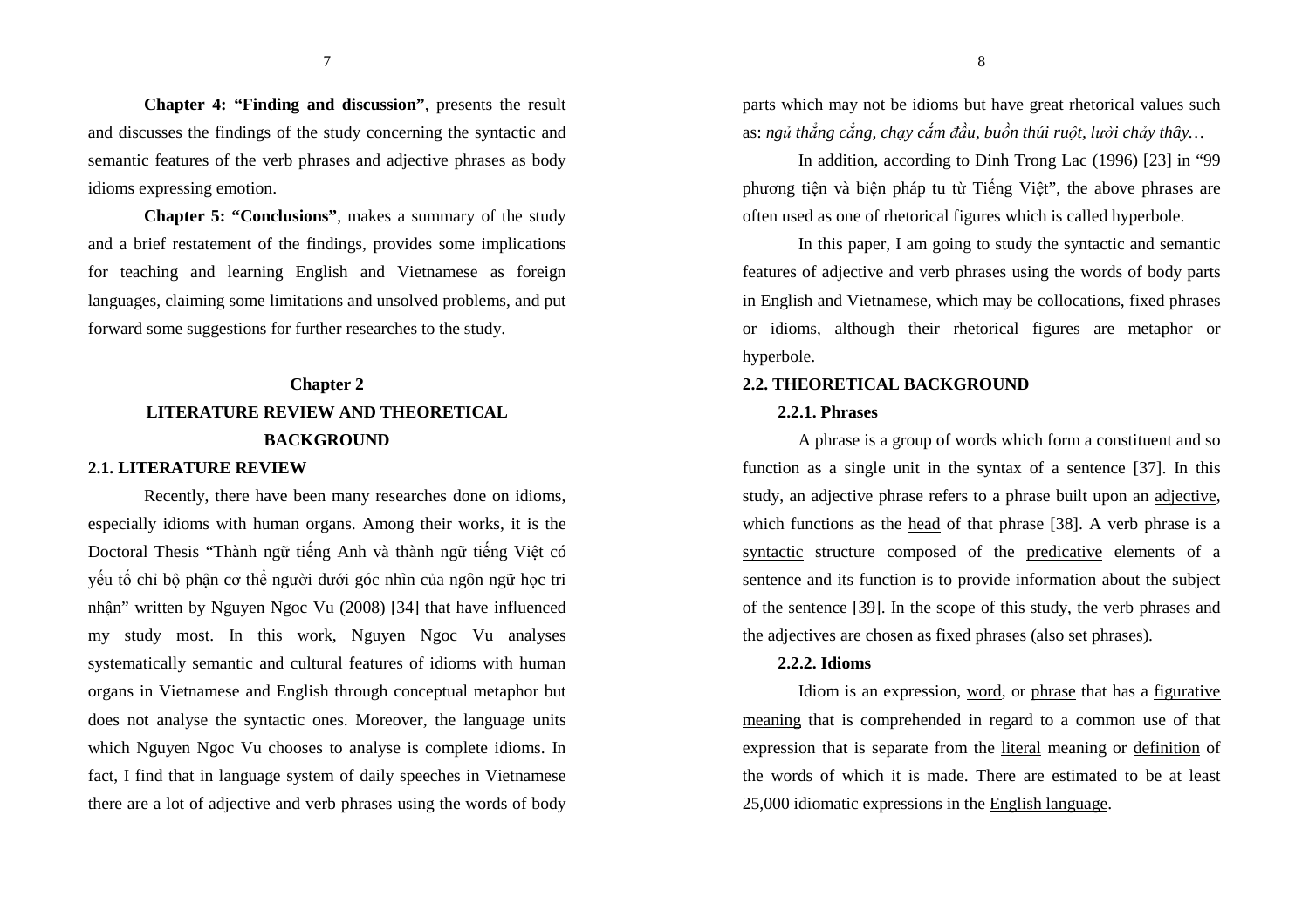**Chapter 4: "Finding and discussion"**, presents the result and discusses the findings of the study concerning the syntactic and semantic features of the verb phrases and adjective phrases as body idioms expressing emotion.

**Chapter 5: "Conclusions"**, makes a summary of the study and a brief restatement of the findings, provides some implications for teaching and learning English and Vietnamese as foreign languages, claiming some limitations and unsolved problems, and put forward some suggestions for further researches to the study.

# Chapter 2
# LITERATURE REVIEW AND THEORETICAL BACKGROUND

## 2.1. LITERATURE REVIEW

Recently, there have been many researches done on idioms, especially idioms with human organs. Among their works, it is the Doctoral Thesis "Thành ngữ tiếng Anh và thành ngữ tiếng Việt có yếu tố chỉ bộ phận cơ thể người dưới góc nhìn của ngôn ngữ học tri nhận" written by Nguyen Ngoc Vu (2008) [34] that have influenced my study most. In this work, Nguyen Ngoc Vu analyses systematically semantic and cultural features of idioms with human organs in Vietnamese and English through conceptual metaphor but does not analyse the syntactic ones. Moreover, the language units which Nguyen Ngoc Vu chooses to analyse is complete idioms. In fact, I find that in language system of daily speeches in Vietnamese there are a lot of adjective and verb phrases using the words of body parts which may not be idioms but have great rhetorical values such as: *ngủ thẳng cẳng, chạy cắm đầu, buồn thúi ruột, lười chảy thây…*

In addition, according to Dinh Trong Lac (1996) [23] in "99 phương tiện và biện pháp tu từ Tiếng Việt", the above phrases are often used as one of rhetorical figures which is called hyperbole.

In this paper, I am going to study the syntactic and semantic features of adjective and verb phrases using the words of body parts in English and Vietnamese, which may be collocations, fixed phrases or idioms, although their rhetorical figures are metaphor or hyperbole.

## 2.2. THEORETICAL BACKGROUND

### 2.2.1. Phrases

A phrase is a group of words which form a constituent and so function as a single unit in the syntax of a sentence [37]. In this study, an adjective phrase refers to a phrase built upon an adjective, which functions as the head of that phrase [38]. A verb phrase is a syntactic structure composed of the predicative elements of a sentence and its function is to provide information about the subject of the sentence [39]. In the scope of this study, the verb phrases and the adjectives are chosen as fixed phrases (also set phrases).

### 2.2.2. Idioms

Idiom is an expression, word, or phrase that has a figurative meaning that is comprehended in regard to a common use of that expression that is separate from the literal meaning or definition of the words of which it is made. There are estimated to be at least 25,000 idiomatic expressions in the English language.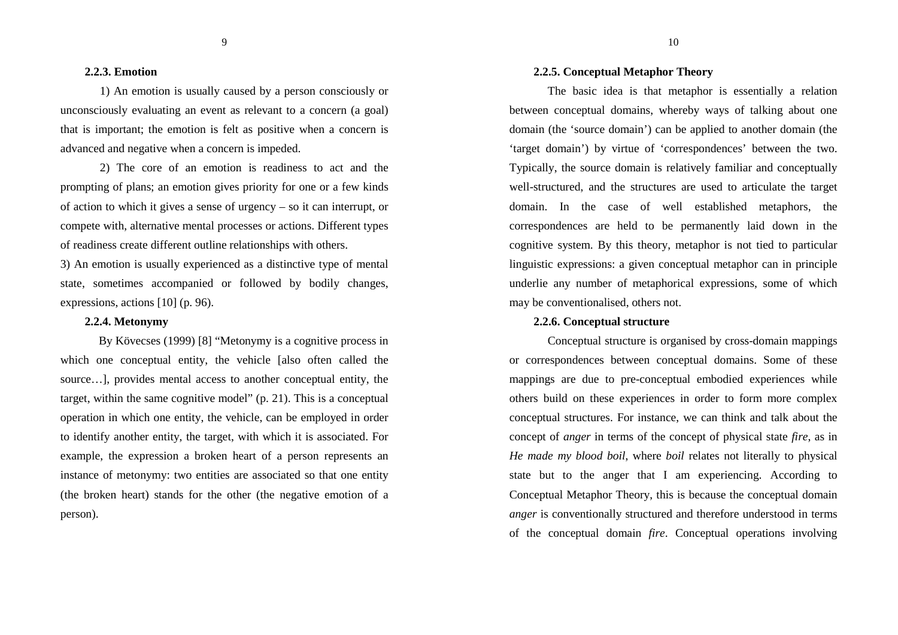### 2.2.3. Emotion

1) An emotion is usually caused by a person consciously or unconsciously evaluating an event as relevant to a concern (a goal) that is important; the emotion is felt as positive when a concern is advanced and negative when a concern is impeded.

2) The core of an emotion is readiness to act and the prompting of plans; an emotion gives priority for one or a few kinds of action to which it gives a sense of urgency – so it can interrupt, or compete with, alternative mental processes or actions. Different types of readiness create different outline relationships with others.

3) An emotion is usually experienced as a distinctive type of mental state, sometimes accompanied or followed by bodily changes, expressions, actions [10] (p. 96).

### 2.2.4. Metonymy

By Kövecses (1999) [8] "Metonymy is a cognitive process in which one conceptual entity, the vehicle [also often called the source…], provides mental access to another conceptual entity, the target, within the same cognitive model" (p. 21). This is a conceptual operation in which one entity, the vehicle, can be employed in order to identify another entity, the target, with which it is associated. For example, the expression a broken heart of a person represents an instance of metonymy: two entities are associated so that one entity (the broken heart) stands for the other (the negative emotion of a person).

### 2.2.5. Conceptual Metaphor Theory

The basic idea is that metaphor is essentially a relation between conceptual domains, whereby ways of talking about one domain (the 'source domain') can be applied to another domain (the 'target domain') by virtue of 'correspondences' between the two. Typically, the source domain is relatively familiar and conceptually well-structured, and the structures are used to articulate the target domain. In the case of well established metaphors, the correspondences are held to be permanently laid down in the cognitive system. By this theory, metaphor is not tied to particular linguistic expressions: a given conceptual metaphor can in principle underlie any number of metaphorical expressions, some of which may be conventionalised, others not.

### 2.2.6. Conceptual structure

Conceptual structure is organised by cross-domain mappings or correspondences between conceptual domains. Some of these mappings are due to pre-conceptual embodied experiences while others build on these experiences in order to form more complex conceptual structures. For instance, we can think and talk about the concept of *anger* in terms of the concept of physical state *fire*, as in *He made my blood boil*, where *boil* relates not literally to physical state but to the anger that I am experiencing. According to Conceptual Metaphor Theory, this is because the conceptual domain *anger* is conventionally structured and therefore understood in terms of the conceptual domain *fire*. Conceptual operations involving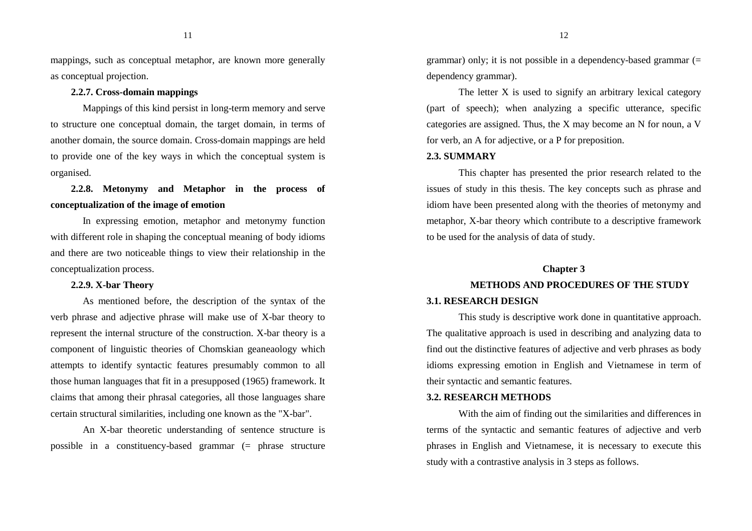mappings, such as conceptual metaphor, are known more generally as conceptual projection.

### 2.2.7. Cross-domain mappings

Mappings of this kind persist in long-term memory and serve to structure one conceptual domain, the target domain, in terms of another domain, the source domain. Cross-domain mappings are held to provide one of the key ways in which the conceptual system is organised.

### 2.2.8. Metonymy and Metaphor in the process of conceptualization of the image of emotion

In expressing emotion, metaphor and metonymy function with different role in shaping the conceptual meaning of body idioms and there are two noticeable things to view their relationship in the conceptualization process.

### 2.2.9. X-bar Theory

As mentioned before, the description of the syntax of the verb phrase and adjective phrase will make use of X-bar theory to represent the internal structure of the construction. X-bar theory is a component of linguistic theories of Chomskian geaneaology which attempts to identify syntactic features presumably common to all those human languages that fit in a presupposed (1965) framework. It claims that among their phrasal categories, all those languages share certain structural similarities, including one known as the "X-bar".

An X-bar theoretic understanding of sentence structure is possible in a constituency-based grammar (= phrase structure grammar) only; it is not possible in a dependency-based grammar (= dependency grammar).

The letter X is used to signify an arbitrary lexical category (part of speech); when analyzing a specific utterance, specific categories are assigned. Thus, the X may become an N for noun, a V for verb, an A for adjective, or a P for preposition.

## 2.3. SUMMARY

This chapter has presented the prior research related to the issues of study in this thesis. The key concepts such as phrase and idiom have been presented along with the theories of metonymy and metaphor, X-bar theory which contribute to a descriptive framework to be used for the analysis of data of study.

# Chapter 3
# METHODS AND PROCEDURES OF THE STUDY

## 3.1. RESEARCH DESIGN

This study is descriptive work done in quantitative approach. The qualitative approach is used in describing and analyzing data to find out the distinctive features of adjective and verb phrases as body idioms expressing emotion in English and Vietnamese in term of their syntactic and semantic features.

## 3.2. RESEARCH METHODS

With the aim of finding out the similarities and differences in terms of the syntactic and semantic features of adjective and verb phrases in English and Vietnamese, it is necessary to execute this study with a contrastive analysis in 3 steps as follows.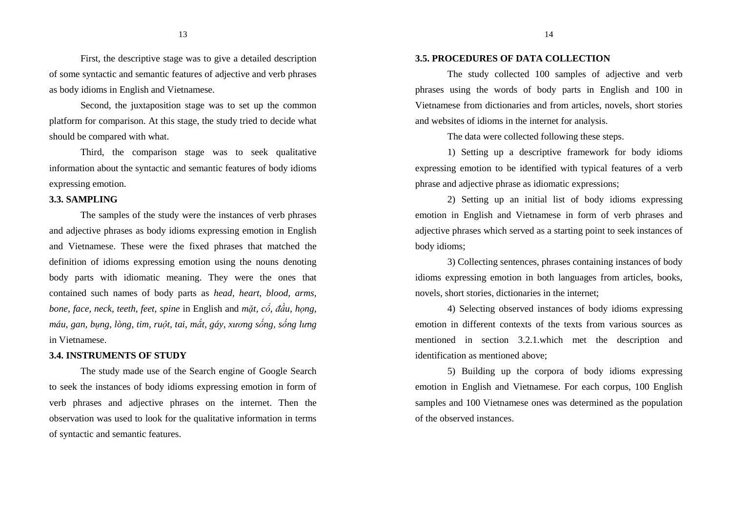First, the descriptive stage was to give a detailed description of some syntactic and semantic features of adjective and verb phrases as body idioms in English and Vietnamese.

Second, the juxtaposition stage was to set up the common platform for comparison. At this stage, the study tried to decide what should be compared with what.

Third, the comparison stage was to seek qualitative information about the syntactic and semantic features of body idioms expressing emotion.

### 3.3. SAMPLING

The samples of the study were the instances of verb phrases and adjective phrases as body idioms expressing emotion in English and Vietnamese. These were the fixed phrases that matched the definition of idioms expressing emotion using the nouns denoting body parts with idiomatic meaning. They were the ones that contained such names of body parts as *head, heart, blood, arms, bone, face, neck, teeth, feet, spine* in English and *mặt, cổ, đầu, họng, máu, gan, bụng, lòng, tim, ruột, tai, mắt, gáy, xương sống, sống lưng* in Vietnamese.

### 3.4. INSTRUMENTS OF STUDY

The study made use of the Search engine of Google Search to seek the instances of body idioms expressing emotion in form of verb phrases and adjective phrases on the internet. Then the observation was used to look for the qualitative information in terms of syntactic and semantic features.

### 3.5. PROCEDURES OF DATA COLLECTION

The study collected 100 samples of adjective and verb phrases using the words of body parts in English and 100 in Vietnamese from dictionaries and from articles, novels, short stories and websites of idioms in the internet for analysis.

The data were collected following these steps.

1) Setting up a descriptive framework for body idioms expressing emotion to be identified with typical features of a verb phrase and adjective phrase as idiomatic expressions;

2) Setting up an initial list of body idioms expressing emotion in English and Vietnamese in form of verb phrases and adjective phrases which served as a starting point to seek instances of body idioms;

3) Collecting sentences, phrases containing instances of body idioms expressing emotion in both languages from articles, books, novels, short stories, dictionaries in the internet;

4) Selecting observed instances of body idioms expressing emotion in different contexts of the texts from various sources as mentioned in section 3.2.1.which met the description and identification as mentioned above;

5) Building up the corpora of body idioms expressing emotion in English and Vietnamese. For each corpus, 100 English samples and 100 Vietnamese ones was determined as the population of the observed instances.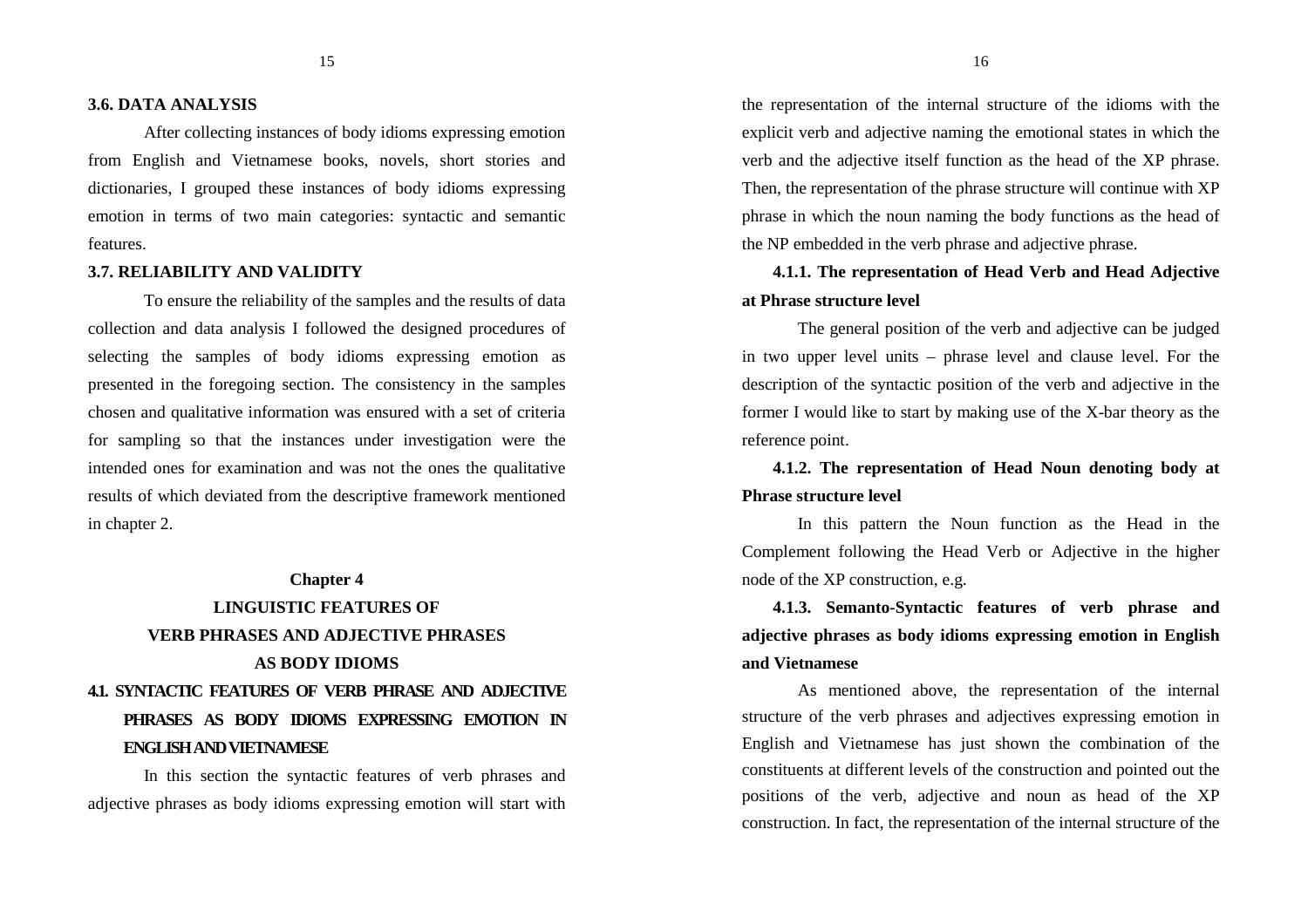### 3.6. DATA ANALYSIS

After collecting instances of body idioms expressing emotion from English and Vietnamese books, novels, short stories and dictionaries, I grouped these instances of body idioms expressing emotion in terms of two main categories: syntactic and semantic features.

### 3.7. RELIABILITY AND VALIDITY

To ensure the reliability of the samples and the results of data collection and data analysis I followed the designed procedures of selecting the samples of body idioms expressing emotion as presented in the foregoing section. The consistency in the samples chosen and qualitative information was ensured with a set of criteria for sampling so that the instances under investigation were the intended ones for examination and was not the ones the qualitative results of which deviated from the descriptive framework mentioned in chapter 2.

# Chapter 4
# LINGUISTIC FEATURES OF VERB PHRASES AND ADJECTIVE PHRASES AS BODY IDIOMS

## 4.1. SYNTACTIC FEATURES OF VERB PHRASE AND ADJECTIVE PHRASES AS BODY IDIOMS EXPRESSING EMOTION IN ENGLISH AND VIETNAMESE

In this section the syntactic features of verb phrases and adjective phrases as body idioms expressing emotion will start with the representation of the internal structure of the idioms with the explicit verb and adjective naming the emotional states in which the verb and the adjective itself function as the head of the XP phrase. Then, the representation of the phrase structure will continue with XP phrase in which the noun naming the body functions as the head of the NP embedded in the verb phrase and adjective phrase.

### 4.1.1. The representation of Head Verb and Head Adjective at Phrase structure level

The general position of the verb and adjective can be judged in two upper level units – phrase level and clause level. For the description of the syntactic position of the verb and adjective in the former I would like to start by making use of the X-bar theory as the reference point.

### 4.1.2. The representation of Head Noun denoting body at Phrase structure level

In this pattern the Noun function as the Head in the Complement following the Head Verb or Adjective in the higher node of the XP construction, e.g.

### 4.1.3. Semanto-Syntactic features of verb phrase and adjective phrases as body idioms expressing emotion in English and Vietnamese

As mentioned above, the representation of the internal structure of the verb phrases and adjectives expressing emotion in English and Vietnamese has just shown the combination of the constituents at different levels of the construction and pointed out the positions of the verb, adjective and noun as head of the XP construction. In fact, the representation of the internal structure of the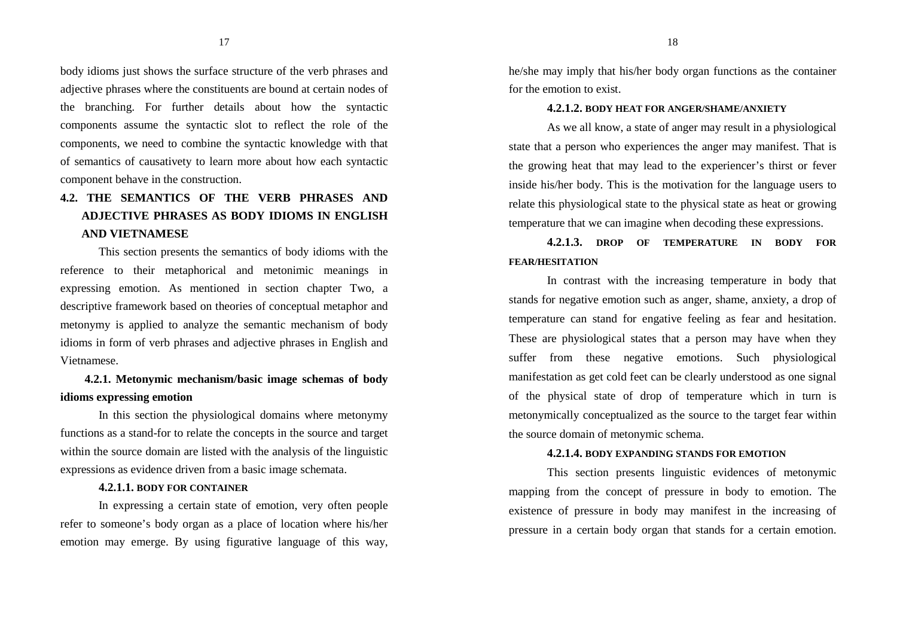body idioms just shows the surface structure of the verb phrases and adjective phrases where the constituents are bound at certain nodes of the branching. For further details about how the syntactic components assume the syntactic slot to reflect the role of the components, we need to combine the syntactic knowledge with that of semantics of causativety to learn more about how each syntactic component behave in the construction.

## 4.2. THE SEMANTICS OF THE VERB PHRASES AND ADJECTIVE PHRASES AS BODY IDIOMS IN ENGLISH AND VIETNAMESE

This section presents the semantics of body idioms with the reference to their metaphorical and metonimic meanings in expressing emotion. As mentioned in section chapter Two, a descriptive framework based on theories of conceptual metaphor and metonymy is applied to analyze the semantic mechanism of body idioms in form of verb phrases and adjective phrases in English and Vietnamese.

### 4.2.1. Metonymic mechanism/basic image schemas of body idioms expressing emotion

In this section the physiological domains where metonymy functions as a stand-for to relate the concepts in the source and target within the source domain are listed with the analysis of the linguistic expressions as evidence driven from a basic image schemata.

#### 4.2.1.1. BODY FOR CONTAINER

In expressing a certain state of emotion, very often people refer to someone's body organ as a place of location where his/her emotion may emerge. By using figurative language of this way, he/she may imply that his/her body organ functions as the container for the emotion to exist.

#### 4.2.1.2. BODY HEAT FOR ANGER/SHAME/ANXIETY

As we all know, a state of anger may result in a physiological state that a person who experiences the anger may manifest. That is the growing heat that may lead to the experiencer's thirst or fever inside his/her body. This is the motivation for the language users to relate this physiological state to the physical state as heat or growing temperature that we can imagine when decoding these expressions.

#### 4.2.1.3. DROP OF TEMPERATURE IN BODY FOR FEAR/HESITATION

In contrast with the increasing temperature in body that stands for negative emotion such as anger, shame, anxiety, a drop of temperature can stand for engative feeling as fear and hesitation. These are physiological states that a person may have when they suffer from these negative emotions. Such physiological manifestation as get cold feet can be clearly understood as one signal of the physical state of drop of temperature which in turn is metonymically conceptualized as the source to the target fear within the source domain of metonymic schema.

#### 4.2.1.4. BODY EXPANDING STANDS FOR EMOTION

This section presents linguistic evidences of metonymic mapping from the concept of pressure in body to emotion. The existence of pressure in body may manifest in the increasing of pressure in a certain body organ that stands for a certain emotion.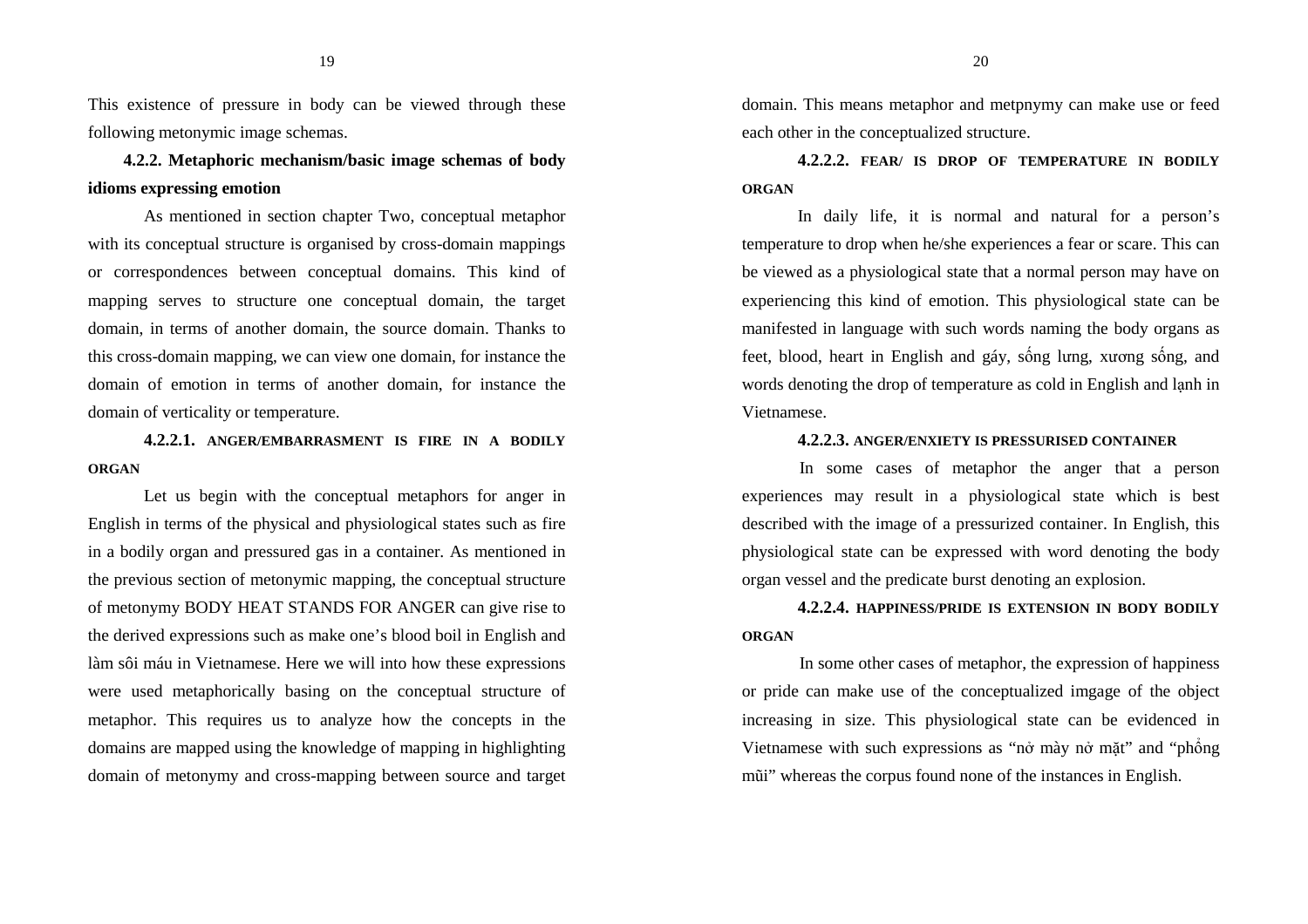This existence of pressure in body can be viewed through these following metonymic image schemas.

### 4.2.2. Metaphoric mechanism/basic image schemas of body idioms expressing emotion

As mentioned in section chapter Two, conceptual metaphor with its conceptual structure is organised by cross-domain mappings or correspondences between conceptual domains. This kind of mapping serves to structure one conceptual domain, the target domain, in terms of another domain, the source domain. Thanks to this cross-domain mapping, we can view one domain, for instance the domain of emotion in terms of another domain, for instance the domain of verticality or temperature.

#### 4.2.2.1. ANGER/EMBARRASMENT IS FIRE IN A BODILY ORGAN

Let us begin with the conceptual metaphors for anger in English in terms of the physical and physiological states such as fire in a bodily organ and pressured gas in a container. As mentioned in the previous section of metonymic mapping, the conceptual structure of metonymy BODY HEAT STANDS FOR ANGER can give rise to the derived expressions such as make one's blood boil in English and làm sôi máu in Vietnamese. Here we will into how these expressions were used metaphorically basing on the conceptual structure of metaphor. This requires us to analyze how the concepts in the domains are mapped using the knowledge of mapping in highlighting domain of metonymy and cross-mapping between source and target domain. This means metaphor and metpnymy can make use or feed each other in the conceptualized structure.

#### 4.2.2.2. FEAR/ IS DROP OF TEMPERATURE IN BODILY ORGAN

In daily life, it is normal and natural for a person's temperature to drop when he/she experiences a fear or scare. This can be viewed as a physiological state that a normal person may have on experiencing this kind of emotion. This physiological state can be manifested in language with such words naming the body organs as feet, blood, heart in English and gáy, sống lưng, xương sống, and words denoting the drop of temperature as cold in English and lạnh in Vietnamese.

#### 4.2.2.3. ANGER/ENXIETY IS PRESSURISED CONTAINER

In some cases of metaphor the anger that a person experiences may result in a physiological state which is best described with the image of a pressurized container. In English, this physiological state can be expressed with word denoting the body organ vessel and the predicate burst denoting an explosion.

#### 4.2.2.4. HAPPINESS/PRIDE IS EXTENSION IN BODY BODILY ORGAN

In some other cases of metaphor, the expression of happiness or pride can make use of the conceptualized imgage of the object increasing in size. This physiological state can be evidenced in Vietnamese with such expressions as "nở mày nở mặt" and "phổng mũi" whereas the corpus found none of the instances in English.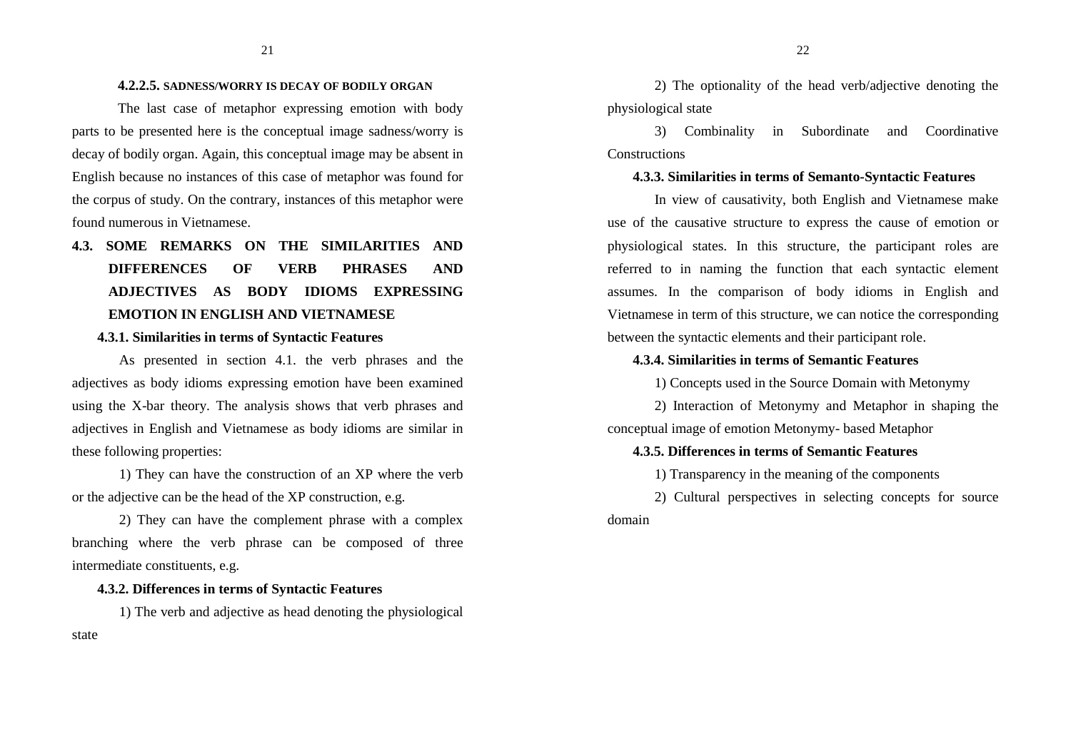#### 4.2.2.5. SADNESS/WORRY IS DECAY OF BODILY ORGAN

The last case of metaphor expressing emotion with body parts to be presented here is the conceptual image sadness/worry is decay of bodily organ. Again, this conceptual image may be absent in English because no instances of this case of metaphor was found for the corpus of study. On the contrary, instances of this metaphor were found numerous in Vietnamese.

## 4.3. SOME REMARKS ON THE SIMILARITIES AND DIFFERENCES OF VERB PHRASES AND ADJECTIVES AS BODY IDIOMS EXPRESSING EMOTION IN ENGLISH AND VIETNAMESE

### 4.3.1. Similarities in terms of Syntactic Features

As presented in section 4.1. the verb phrases and the adjectives as body idioms expressing emotion have been examined using the X-bar theory. The analysis shows that verb phrases and adjectives in English and Vietnamese as body idioms are similar in these following properties:

1) They can have the construction of an XP where the verb or the adjective can be the head of the XP construction, e.g.

2) They can have the complement phrase with a complex branching where the verb phrase can be composed of three intermediate constituents, e.g.

### 4.3.2. Differences in terms of Syntactic Features

1) The verb and adjective as head denoting the physiological state

2) The optionality of the head verb/adjective denoting the physiological state

3) Combinality in Subordinate and Coordinative Constructions

### 4.3.3. Similarities in terms of Semanto-Syntactic Features

In view of causativity, both English and Vietnamese make use of the causative structure to express the cause of emotion or physiological states. In this structure, the participant roles are referred to in naming the function that each syntactic element assumes. In the comparison of body idioms in English and Vietnamese in term of this structure, we can notice the corresponding between the syntactic elements and their participant role.

### 4.3.4. Similarities in terms of Semantic Features

1) Concepts used in the Source Domain with Metonymy

2) Interaction of Metonymy and Metaphor in shaping the conceptual image of emotion Metonymy- based Metaphor

### 4.3.5. Differences in terms of Semantic Features

1) Transparency in the meaning of the components

2) Cultural perspectives in selecting concepts for source domain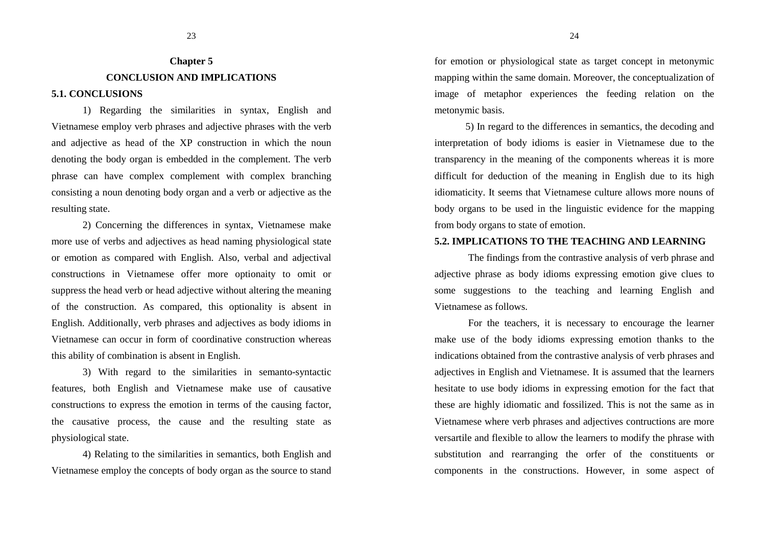# Chapter 5

# CONCLUSION AND IMPLICATIONS

## 5.1. CONCLUSIONS

1) Regarding the similarities in syntax, English and Vietnamese employ verb phrases and adjective phrases with the verb and adjective as head of the XP construction in which the noun denoting the body organ is embedded in the complement. The verb phrase can have complex complement with complex branching consisting a noun denoting body organ and a verb or adjective as the resulting state.

2) Concerning the differences in syntax, Vietnamese make more use of verbs and adjectives as head naming physiological state or emotion as compared with English. Also, verbal and adjectival constructions in Vietnamese offer more optionaity to omit or suppress the head verb or head adjective without altering the meaning of the construction. As compared, this optionality is absent in English. Additionally, verb phrases and adjectives as body idioms in Vietnamese can occur in form of coordinative construction whereas this ability of combination is absent in English.

3) With regard to the similarities in semanto-syntactic features, both English and Vietnamese make use of causative constructions to express the emotion in terms of the causing factor, the causative process, the cause and the resulting state as physiological state.

4) Relating to the similarities in semantics, both English and Vietnamese employ the concepts of body organ as the source to stand for emotion or physiological state as target concept in metonymic mapping within the same domain. Moreover, the conceptualization of image of metaphor experiences the feeding relation on the metonymic basis.

5) In regard to the differences in semantics, the decoding and interpretation of body idioms is easier in Vietnamese due to the transparency in the meaning of the components whereas it is more difficult for deduction of the meaning in English due to its high idiomaticity. It seems that Vietnamese culture allows more nouns of body organs to be used in the linguistic evidence for the mapping from body organs to state of emotion.

## 5.2. IMPLICATIONS TO THE TEACHING AND LEARNING

The findings from the contrastive analysis of verb phrase and adjective phrase as body idioms expressing emotion give clues to some suggestions to the teaching and learning English and Vietnamese as follows.

For the teachers, it is necessary to encourage the learner make use of the body idioms expressing emotion thanks to the indications obtained from the contrastive analysis of verb phrases and adjectives in English and Vietnamese. It is assumed that the learners hesitate to use body idioms in expressing emotion for the fact that these are highly idiomatic and fossilized. This is not the same as in Vietnamese where verb phrases and adjectives contructions are more versartile and flexible to allow the learners to modify the phrase with substitution and rearranging the orfer of the constituents or components in the constructions. However, in some aspect of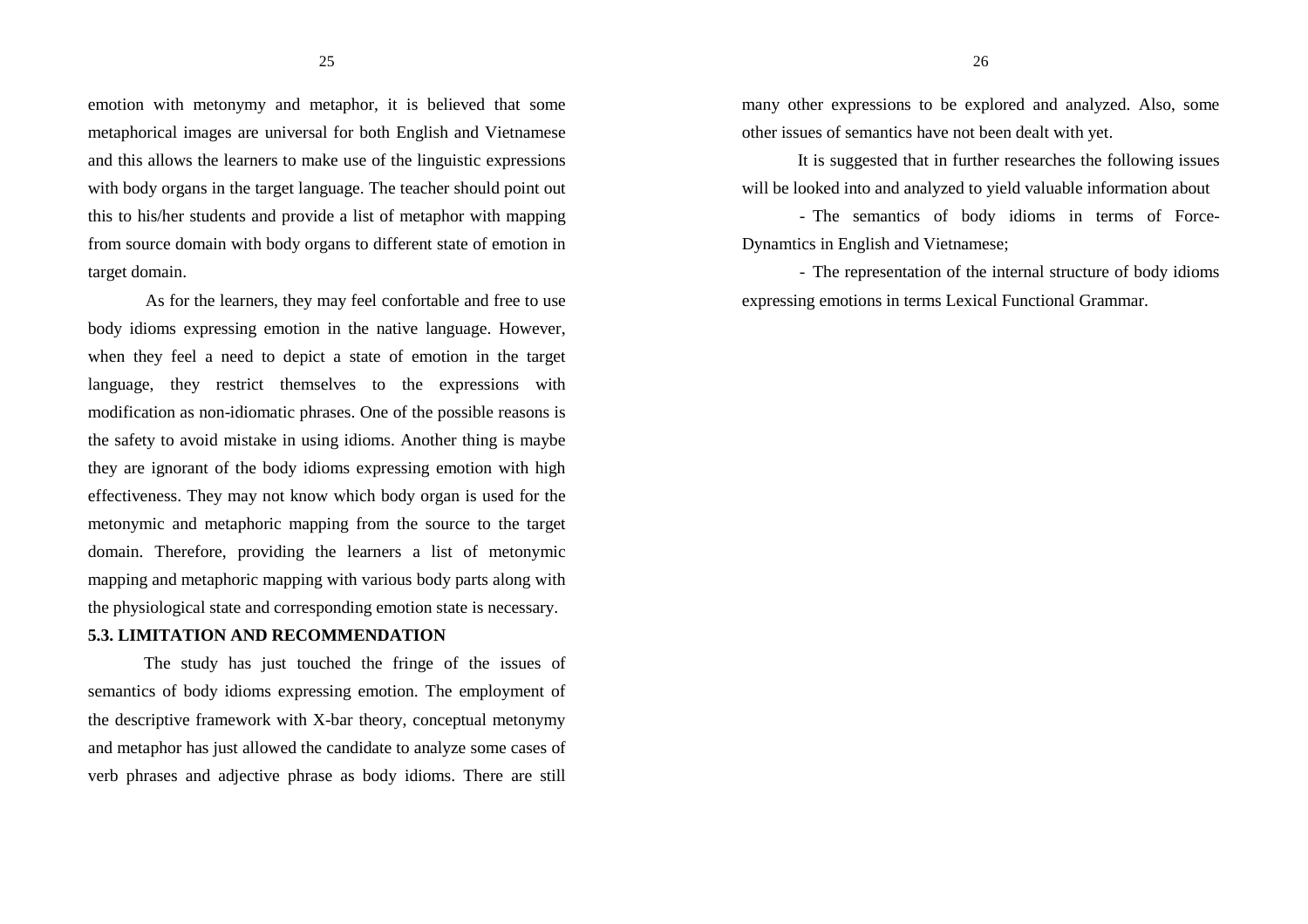emotion with metonymy and metaphor, it is believed that some metaphorical images are universal for both English and Vietnamese and this allows the learners to make use of the linguistic expressions with body organs in the target language. The teacher should point out this to his/her students and provide a list of metaphor with mapping from source domain with body organs to different state of emotion in target domain.

As for the learners, they may feel confortable and free to use body idioms expressing emotion in the native language. However, when they feel a need to depict a state of emotion in the target language, they restrict themselves to the expressions with modification as non-idiomatic phrases. One of the possible reasons is the safety to avoid mistake in using idioms. Another thing is maybe they are ignorant of the body idioms expressing emotion with high effectiveness. They may not know which body organ is used for the metonymic and metaphoric mapping from the source to the target domain. Therefore, providing the learners a list of metonymic mapping and metaphoric mapping with various body parts along with the physiological state and corresponding emotion state is necessary.

### 5.3. LIMITATION AND RECOMMENDATION

The study has just touched the fringe of the issues of semantics of body idioms expressing emotion. The employment of the descriptive framework with X-bar theory, conceptual metonymy and metaphor has just allowed the candidate to analyze some cases of verb phrases and adjective phrase as body idioms. There are still many other expressions to be explored and analyzed. Also, some other issues of semantics have not been dealt with yet.

It is suggested that in further researches the following issues will be looked into and analyzed to yield valuable information about

- The semantics of body idioms in terms of Force-Dynamtics in English and Vietnamese;
- The representation of the internal structure of body idioms expressing emotions in terms Lexical Functional Grammar.